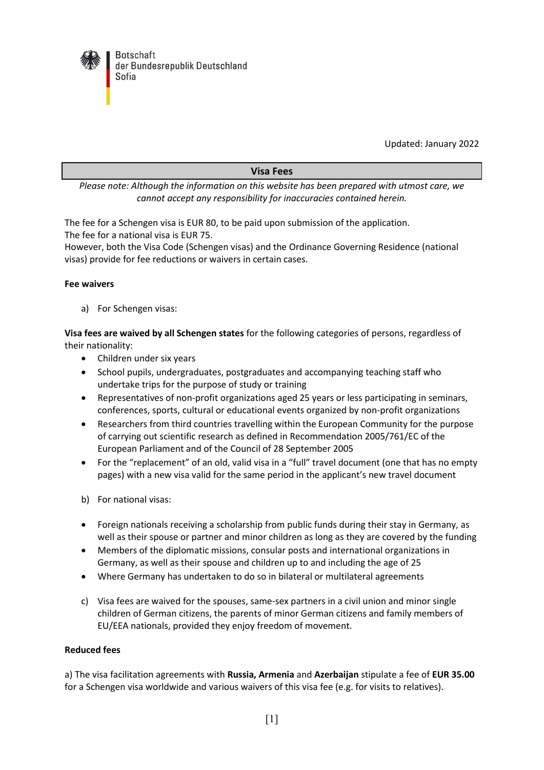Botschaft
der Bundesrepublik Deutschland
Sofia

Updated: January 2022

## Visa Fees

*Please note: Although the information on this website has been prepared with utmost care, we cannot accept any responsibility for inaccuracies contained herein.*

The fee for a Schengen visa is EUR 80, to be paid upon submission of the application.
The fee for a national visa is EUR 75.
However, both the Visa Code (Schengen visas) and the Ordinance Governing Residence (national visas) provide for fee reductions or waivers in certain cases.

**Fee waivers**

a) For Schengen visas:

**Visa fees are waived by all Schengen states** for the following categories of persons, regardless of their nationality:

- Children under six years
- School pupils, undergraduates, postgraduates and accompanying teaching staff who undertake trips for the purpose of study or training
- Representatives of non-profit organizations aged 25 years or less participating in seminars, conferences, sports, cultural or educational events organized by non-profit organizations
- Researchers from third countries travelling within the European Community for the purpose of carrying out scientific research as defined in Recommendation 2005/761/EC of the European Parliament and of the Council of 28 September 2005
- For the "replacement" of an old, valid visa in a "full" travel document (one that has no empty pages) with a new visa valid for the same period in the applicant's new travel document

b) For national visas:

- Foreign nationals receiving a scholarship from public funds during their stay in Germany, as well as their spouse or partner and minor children as long as they are covered by the funding
- Members of the diplomatic missions, consular posts and international organizations in Germany, as well as their spouse and children up to and including the age of 25
- Where Germany has undertaken to do so in bilateral or multilateral agreements

c) Visa fees are waived for the spouses, same-sex partners in a civil union and minor single children of German citizens, the parents of minor German citizens and family members of EU/EEA nationals, provided they enjoy freedom of movement.

**Reduced fees**

a) The visa facilitation agreements with **Russia, Armenia** and **Azerbaijan** stipulate a fee of **EUR 35.00** for a Schengen visa worldwide and various waivers of this visa fee (e.g. for visits to relatives).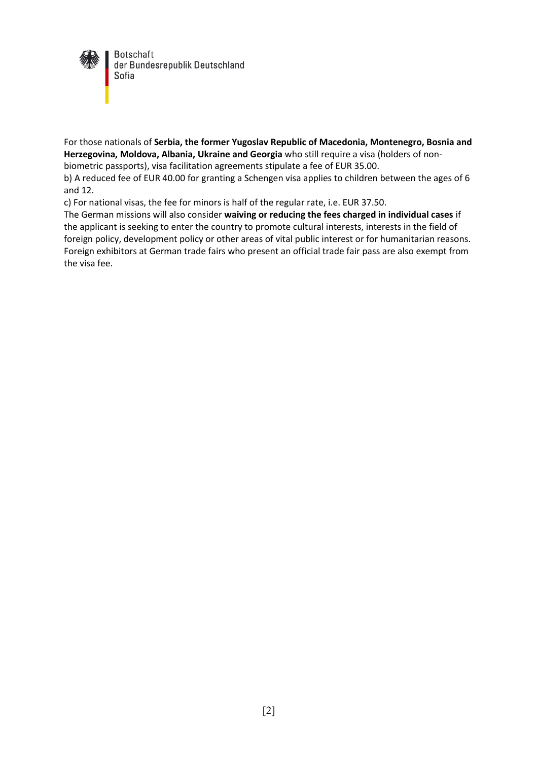For those nationals of **Serbia, the former Yugoslav Republic of Macedonia, Montenegro, Bosnia and Herzegovina, Moldova, Albania, Ukraine and Georgia** who still require a visa (holders of non-biometric passports), visa facilitation agreements stipulate a fee of EUR 35.00.

b) A reduced fee of EUR 40.00 for granting a Schengen visa applies to children between the ages of 6 and 12.

c) For national visas, the fee for minors is half of the regular rate, i.e. EUR 37.50.

The German missions will also consider **waiving or reducing the fees charged in individual cases** if the applicant is seeking to enter the country to promote cultural interests, interests in the field of foreign policy, development policy or other areas of vital public interest or for humanitarian reasons. Foreign exhibitors at German trade fairs who present an official trade fair pass are also exempt from the visa fee.